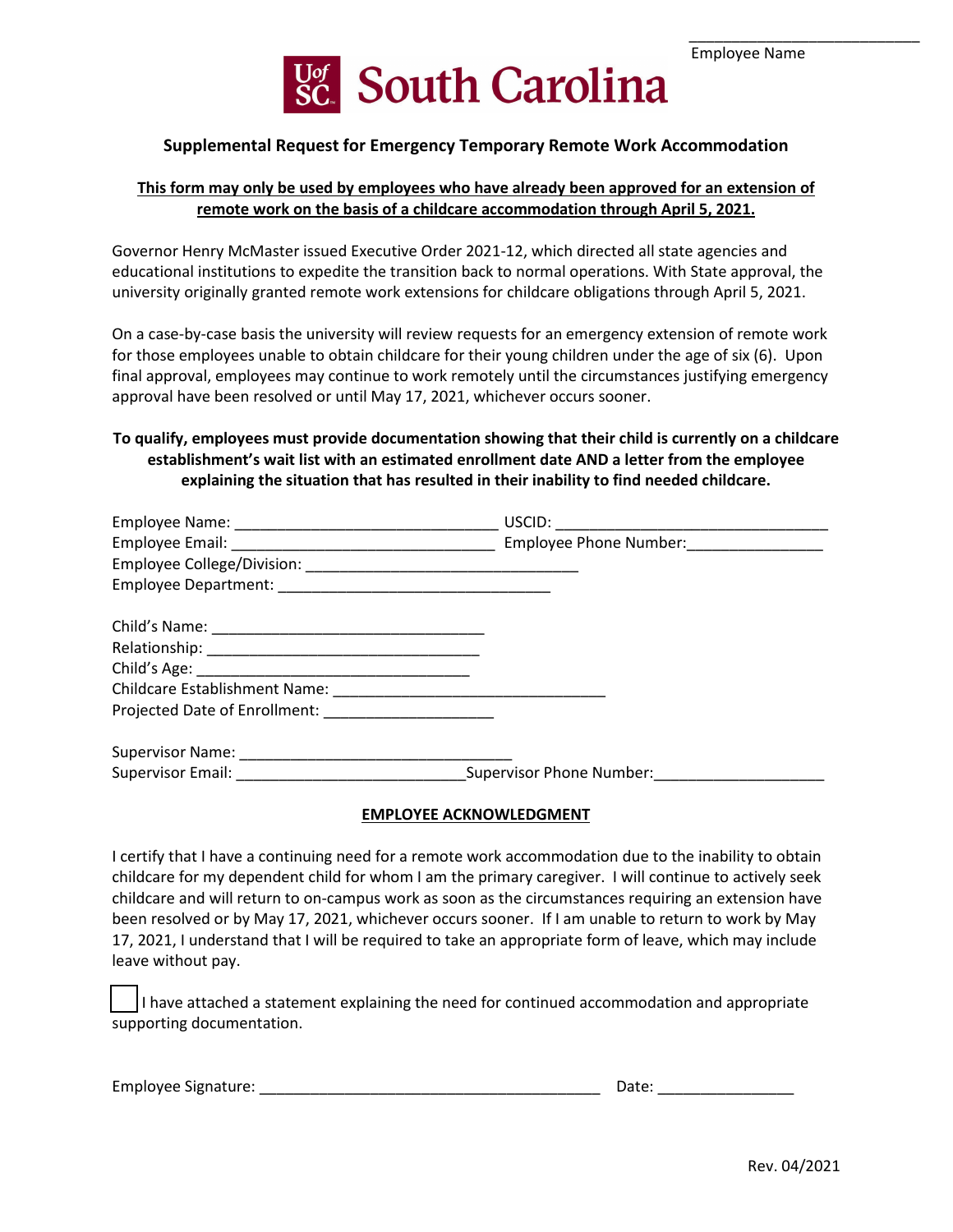\_\_\_\_\_\_\_\_\_\_\_\_\_\_\_\_\_\_\_\_\_\_\_\_\_\_\_
Employee Name

UofSC South Carolina

### Supplemental Request for Emergency Temporary Remote Work Accommodation

**<u>This form may only be used by employees who have already been approved for an extension of remote work on the basis of a childcare accommodation through April 5, 2021.</u>**

Governor Henry McMaster issued Executive Order 2021-12, which directed all state agencies and educational institutions to expedite the transition back to normal operations. With State approval, the university originally granted remote work extensions for childcare obligations through April 5, 2021.

On a case-by-case basis the university will review requests for an emergency extension of remote work for those employees unable to obtain childcare for their young children under the age of six (6). Upon final approval, employees may continue to work remotely until the circumstances justifying emergency approval have been resolved or until May 17, 2021, whichever occurs sooner.

**To qualify, employees must provide documentation showing that their child is currently on a childcare establishment's wait list with an estimated enrollment date AND a letter from the employee explaining the situation that has resulted in their inability to find needed childcare.**

Employee Name: \_\_\_\_\_\_\_\_\_\_\_\_\_\_\_\_\_\_\_\_\_\_\_\_\_\_\_\_\_\_ USCID: \_\_\_\_\_\_\_\_\_\_\_\_\_\_\_\_\_\_\_\_\_\_\_\_\_\_\_\_\_\_\_\_
Employee Email: \_\_\_\_\_\_\_\_\_\_\_\_\_\_\_\_\_\_\_\_\_\_\_\_\_\_\_\_\_\_ Employee Phone Number:\_\_\_\_\_\_\_\_\_\_\_\_\_\_\_\_
Employee College/Division: \_\_\_\_\_\_\_\_\_\_\_\_\_\_\_\_\_\_\_\_\_\_\_\_\_\_\_\_\_\_\_\_
Employee Department: \_\_\_\_\_\_\_\_\_\_\_\_\_\_\_\_\_\_\_\_\_\_\_\_\_\_\_\_\_\_\_\_

Child's Name: \_\_\_\_\_\_\_\_\_\_\_\_\_\_\_\_\_\_\_\_\_\_\_\_\_\_\_\_\_\_\_\_
Relationship: \_\_\_\_\_\_\_\_\_\_\_\_\_\_\_\_\_\_\_\_\_\_\_\_\_\_\_\_\_\_\_\_
Child's Age: \_\_\_\_\_\_\_\_\_\_\_\_\_\_\_\_\_\_\_\_\_\_\_\_\_\_\_\_\_\_\_\_
Childcare Establishment Name: \_\_\_\_\_\_\_\_\_\_\_\_\_\_\_\_\_\_\_\_\_\_\_\_\_\_\_\_\_\_\_\_
Projected Date of Enrollment: \_\_\_\_\_\_\_\_\_\_\_\_\_\_\_\_\_\_\_\_

Supervisor Name: \_\_\_\_\_\_\_\_\_\_\_\_\_\_\_\_\_\_\_\_\_\_\_\_\_\_\_\_\_\_\_\_
Supervisor Email: \_\_\_\_\_\_\_\_\_\_\_\_\_\_\_\_\_\_\_\_\_\_\_\_\_\_\_Supervisor Phone Number:\_\_\_\_\_\_\_\_\_\_\_\_\_\_\_\_\_\_\_\_

**<u>EMPLOYEE ACKNOWLEDGMENT</u>**

I certify that I have a continuing need for a remote work accommodation due to the inability to obtain childcare for my dependent child for whom I am the primary caregiver. I will continue to actively seek childcare and will return to on-campus work as soon as the circumstances requiring an extension have been resolved or by May 17, 2021, whichever occurs sooner. If I am unable to return to work by May 17, 2021, I understand that I will be required to take an appropriate form of leave, which may include leave without pay.

☐ I have attached a statement explaining the need for continued accommodation and appropriate supporting documentation.

Employee Signature: \_\_\_\_\_\_\_\_\_\_\_\_\_\_\_\_\_\_\_\_\_\_\_\_\_\_\_\_\_\_\_\_\_\_\_\_\_\_\_\_ Date: \_\_\_\_\_\_\_\_\_\_\_\_\_\_\_\_

Rev. 04/2021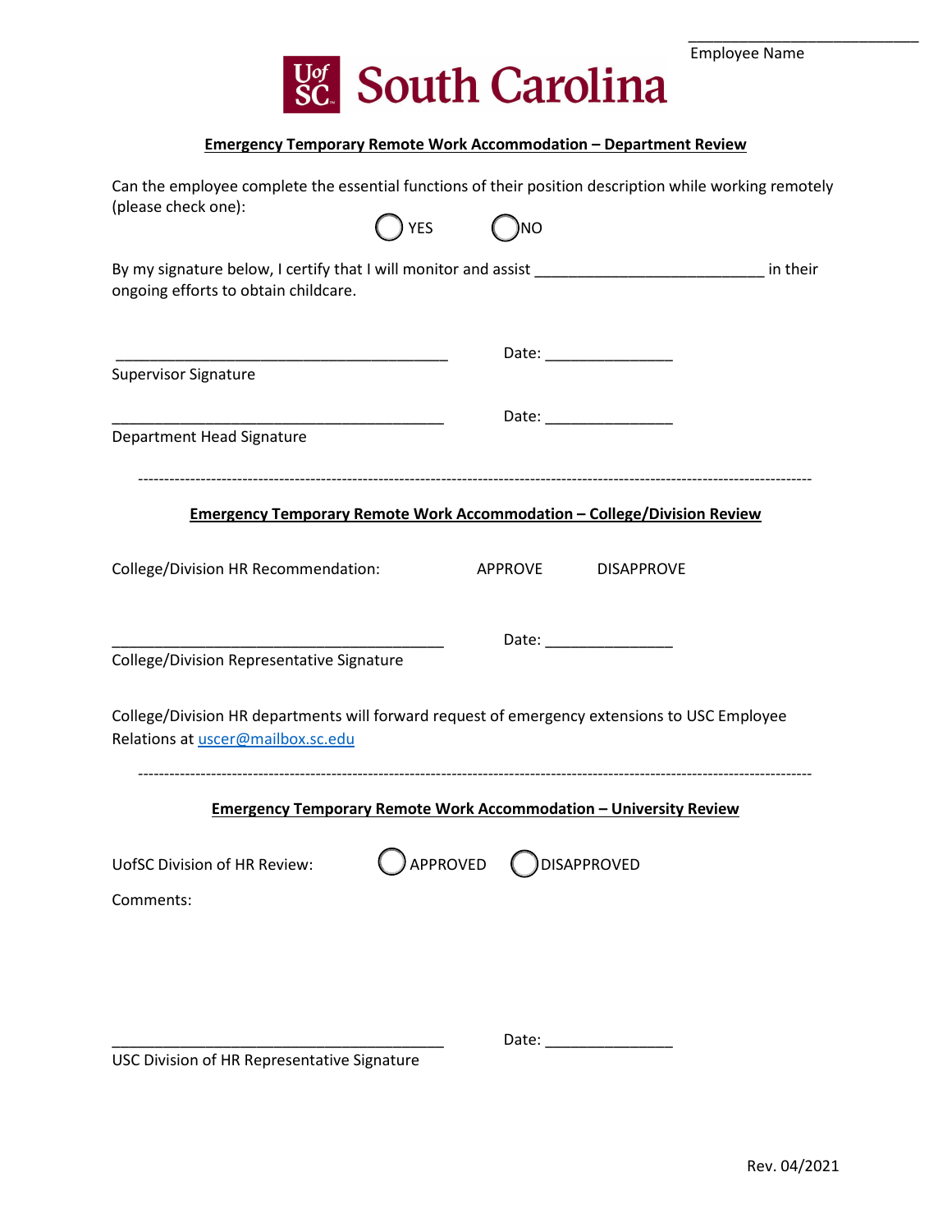\_\_\_\_\_\_\_\_\_\_\_\_\_\_\_\_\_\_\_\_\_\_\_\_\_\_\_\_
Employee Name

UofSC South Carolina

**Emergency Temporary Remote Work Accommodation – Department Review**

Can the employee complete the essential functions of their position description while working remotely (please check one):

◯ YES ◯ NO

By my signature below, I certify that I will monitor and assist \_\_\_\_\_\_\_\_\_\_\_\_\_\_\_\_\_\_\_\_\_\_\_\_\_\_\_\_ in their ongoing efforts to obtain childcare.

\_\_\_\_\_\_\_\_\_\_\_\_\_\_\_\_\_\_\_\_\_\_\_\_\_\_\_\_\_\_\_\_\_\_\_\_\_\_\_\_ Date: \_\_\_\_\_\_\_\_\_\_\_\_\_\_\_
Supervisor Signature

\_\_\_\_\_\_\_\_\_\_\_\_\_\_\_\_\_\_\_\_\_\_\_\_\_\_\_\_\_\_\_\_\_\_\_\_\_\_\_\_ Date: \_\_\_\_\_\_\_\_\_\_\_\_\_\_\_
Department Head Signature

---

**Emergency Temporary Remote Work Accommodation – College/Division Review**

College/Division HR Recommendation: APPROVE DISAPPROVE

\_\_\_\_\_\_\_\_\_\_\_\_\_\_\_\_\_\_\_\_\_\_\_\_\_\_\_\_\_\_\_\_\_\_\_\_\_\_\_\_ Date: \_\_\_\_\_\_\_\_\_\_\_\_\_\_\_
College/Division Representative Signature

College/Division HR departments will forward request of emergency extensions to USC Employee Relations at uscer@mailbox.sc.edu

---

**Emergency Temporary Remote Work Accommodation – University Review**

UofSC Division of HR Review: ◯ APPROVED ◯ DISAPPROVED

Comments:

\_\_\_\_\_\_\_\_\_\_\_\_\_\_\_\_\_\_\_\_\_\_\_\_\_\_\_\_\_\_\_\_\_\_\_\_\_\_\_\_ Date: \_\_\_\_\_\_\_\_\_\_\_\_\_\_\_
USC Division of HR Representative Signature

Rev. 04/2021